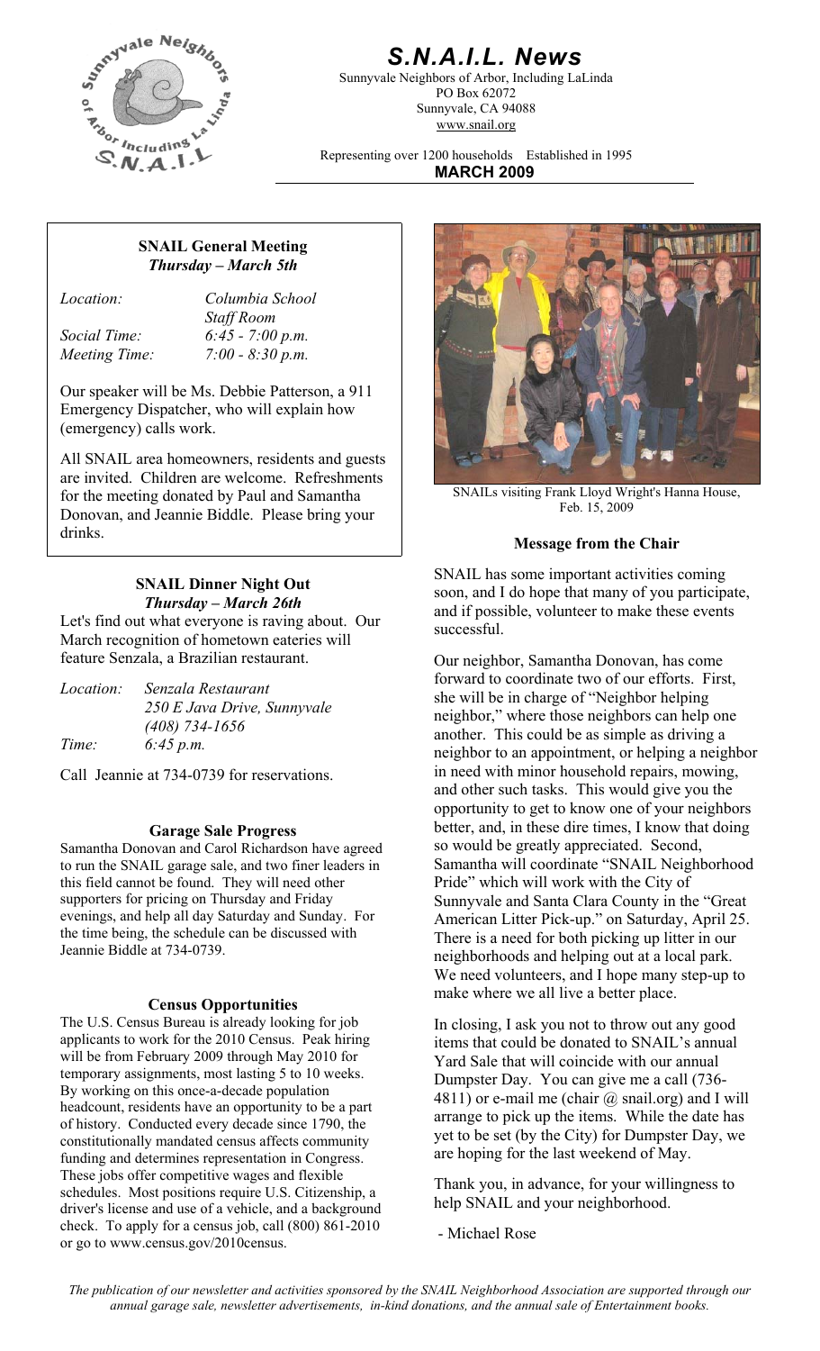# S.N.A.I.L. News

Sunnyvale Neighbors of Arbor, Including LaLinda
PO Box 62072
Sunnyvale, CA 94088
www.snail.org

Representing over 1200 households Established in 1995

**MARCH 2009**

## SNAIL General Meeting
***Thursday – March 5th***

| | |
|---|---|
| *Location:* | *Columbia School Staff Room* |
| *Social Time:* | *6:45 - 7:00 p.m.* |
| *Meeting Time:* | *7:00 - 8:30 p.m.* |

Our speaker will be Ms. Debbie Patterson, a 911 Emergency Dispatcher, who will explain how (emergency) calls work.

All SNAIL area homeowners, residents and guests are invited. Children are welcome. Refreshments for the meeting donated by Paul and Samantha Donovan, and Jeannie Biddle. Please bring your drinks.

## SNAIL Dinner Night Out
***Thursday – March 26th***

Let's find out what everyone is raving about. Our March recognition of hometown eateries will feature Senzala, a Brazilian restaurant.

| | |
|---|---|
| *Location:* | *Senzala Restaurant 250 E Java Drive, Sunnyvale (408) 734-1656* |
| *Time:* | *6:45 p.m.* |

Call Jeannie at 734-0739 for reservations.

## Garage Sale Progress

Samantha Donovan and Carol Richardson have agreed to run the SNAIL garage sale, and two finer leaders in this field cannot be found. They will need other supporters for pricing on Thursday and Friday evenings, and help all day Saturday and Sunday. For the time being, the schedule can be discussed with Jeannie Biddle at 734-0739.

## Census Opportunities

The U.S. Census Bureau is already looking for job applicants to work for the 2010 Census. Peak hiring will be from February 2009 through May 2010 for temporary assignments, most lasting 5 to 10 weeks. By working on this once-a-decade population headcount, residents have an opportunity to be a part of history. Conducted every decade since 1790, the constitutionally mandated census affects community funding and determines representation in Congress. These jobs offer competitive wages and flexible schedules. Most positions require U.S. Citizenship, a driver's license and use of a vehicle, and a background check. To apply for a census job, call (800) 861-2010 or go to www.census.gov/2010census.

SNAILs visiting Frank Lloyd Wright's Hanna House, Feb. 15, 2009

## Message from the Chair

SNAIL has some important activities coming soon, and I do hope that many of you participate, and if possible, volunteer to make these events successful.

Our neighbor, Samantha Donovan, has come forward to coordinate two of our efforts. First, she will be in charge of "Neighbor helping neighbor," where those neighbors can help one another. This could be as simple as driving a neighbor to an appointment, or helping a neighbor in need with minor household repairs, mowing, and other such tasks. This would give you the opportunity to get to know one of your neighbors better, and, in these dire times, I know that doing so would be greatly appreciated. Second, Samantha will coordinate "SNAIL Neighborhood Pride" which will work with the City of Sunnyvale and Santa Clara County in the "Great American Litter Pick-up." on Saturday, April 25. There is a need for both picking up litter in our neighborhoods and helping out at a local park. We need volunteers, and I hope many step-up to make where we all live a better place.

In closing, I ask you not to throw out any good items that could be donated to SNAIL's annual Yard Sale that will coincide with our annual Dumpster Day. You can give me a call (736-4811) or e-mail me (chair @ snail.org) and I will arrange to pick up the items. While the date has yet to be set (by the City) for Dumpster Day, we are hoping for the last weekend of May.

Thank you, in advance, for your willingness to help SNAIL and your neighborhood.

- Michael Rose

*The publication of our newsletter and activities sponsored by the SNAIL Neighborhood Association are supported through our annual garage sale, newsletter advertisements, in-kind donations, and the annual sale of Entertainment books.*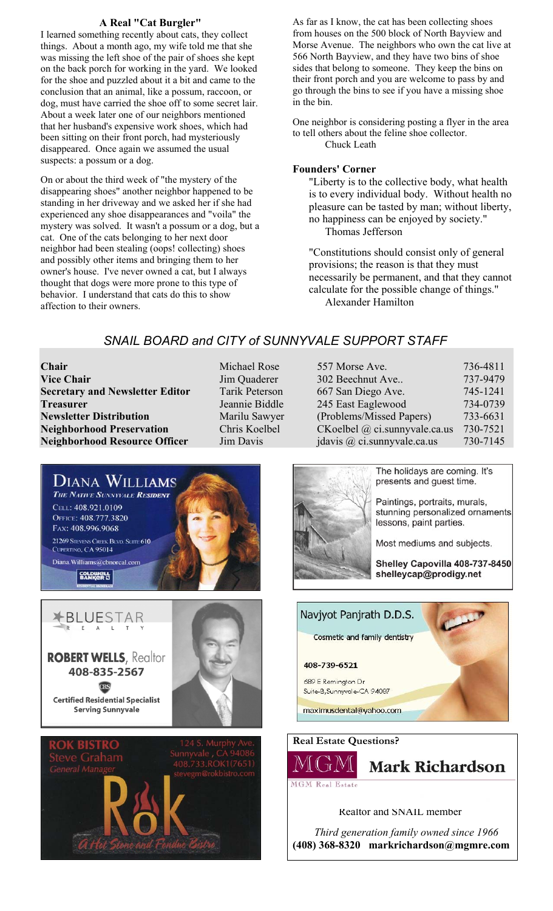### A Real "Cat Burgler"

I learned something recently about cats, they collect things. About a month ago, my wife told me that she was missing the left shoe of the pair of shoes she kept on the back porch for working in the yard. We looked for the shoe and puzzled about it a bit and came to the conclusion that an animal, like a possum, raccoon, or dog, must have carried the shoe off to some secret lair. About a week later one of our neighbors mentioned that her husband's expensive work shoes, which had been sitting on their front porch, had mysteriously disappeared. Once again we assumed the usual suspects: a possum or a dog.

On or about the third week of "the mystery of the disappearing shoes" another neighbor happened to be standing in her driveway and we asked her if she had experienced any shoe disappearances and "voila" the mystery was solved. It wasn't a possum or a dog, but a cat. One of the cats belonging to her next door neighbor had been stealing (oops! collecting) shoes and possibly other items and bringing them to her owner's house. I've never owned a cat, but I always thought that dogs were more prone to this type of behavior. I understand that cats do this to show affection to their owners.

As far as I know, the cat has been collecting shoes from houses on the 500 block of North Bayview and Morse Avenue. The neighbors who own the cat live at 566 North Bayview, and they have two bins of shoe sides that belong to someone. They keep the bins on their front porch and you are welcome to pass by and go through the bins to see if you have a missing shoe in the bin.

One neighbor is considering posting a flyer in the area to tell others about the feline shoe collector.

Chuck Leath

### Founders' Corner

"Liberty is to the collective body, what health is to every individual body. Without health no pleasure can be tasted by man; without liberty, no happiness can be enjoyed by society."

Thomas Jefferson

"Constitutions should consist only of general provisions; the reason is that they must necessarily be permanent, and that they cannot calculate for the possible change of things."

Alexander Hamilton

## SNAIL BOARD and CITY of SUNNYVALE SUPPORT STAFF

| | | | |
|---|---|---|---|
| **Chair** | Michael Rose | 557 Morse Ave. | 736-4811 |
| **Vice Chair** | Jim Quaderer | 302 Beechnut Ave.. | 737-9479 |
| **Secretary and Newsletter Editor** | Tarik Peterson | 667 San Diego Ave. | 745-1241 |
| **Treasurer** | Jeannie Biddle | 245 East Eaglewood | 734-0739 |
| **Newsletter Distribution** | Marilu Sawyer | (Problems/Missed Papers) | 733-6631 |
| **Neighborhood Preservation** | Chris Koelbel | CKoelbel @ ci.sunnyvale.ca.us | 730-7521 |
| **Neighborhood Resource Officer** | Jim Davis | jdavis @ ci.sunnyvale.ca.us | 730-7145 |

DIANA WILLIAMS
*The Native Sunnyvale Resident*
Cell: 408.921.0109
Office: 408.777.3820
Fax: 408.996.9068
21269 Stevens Creek Blvd. Suite 610
Cupertino, CA 95014
Diana.Williams@cbnorcal.com
Coldwell Banker

The holidays are coming. It's presents and guest time.

Paintings, portraits, murals, stunning personalized ornaments lessons, paint parties.

Most mediums and subjects.

**Shelley Capovilla 408-737-8450**
**shelleycap@prodigy.net**

BLUESTAR REALTY
**ROBERT WELLS**, Realtor
**408-835-2567**
CRS
**Certified Residential Specialist**
**Serving Sunnyvale**

Navjyot Panjrath D.D.S.
Cosmetic and family dentistry
**408-739-6521**
689 E Remington Dr
Suite-B,Sunnyvale-CA 94087
maximusdental@yahoo.com

ROK BISTRO
Steve Graham
General Manager
124 S. Murphy Ave.
Sunnyvale , CA 94086
408.733.ROK1(7651)
stevegm@rokbistro.com
Rok
A Hot Stone and Fondue Bistro

**Real Estate Questions?**
MGM **Mark Richardson**
MGM Real Estate
Realtor and SNAIL member
*Third generation family owned since 1966*
**(408) 368-8320 markrichardson@mgmre.com**